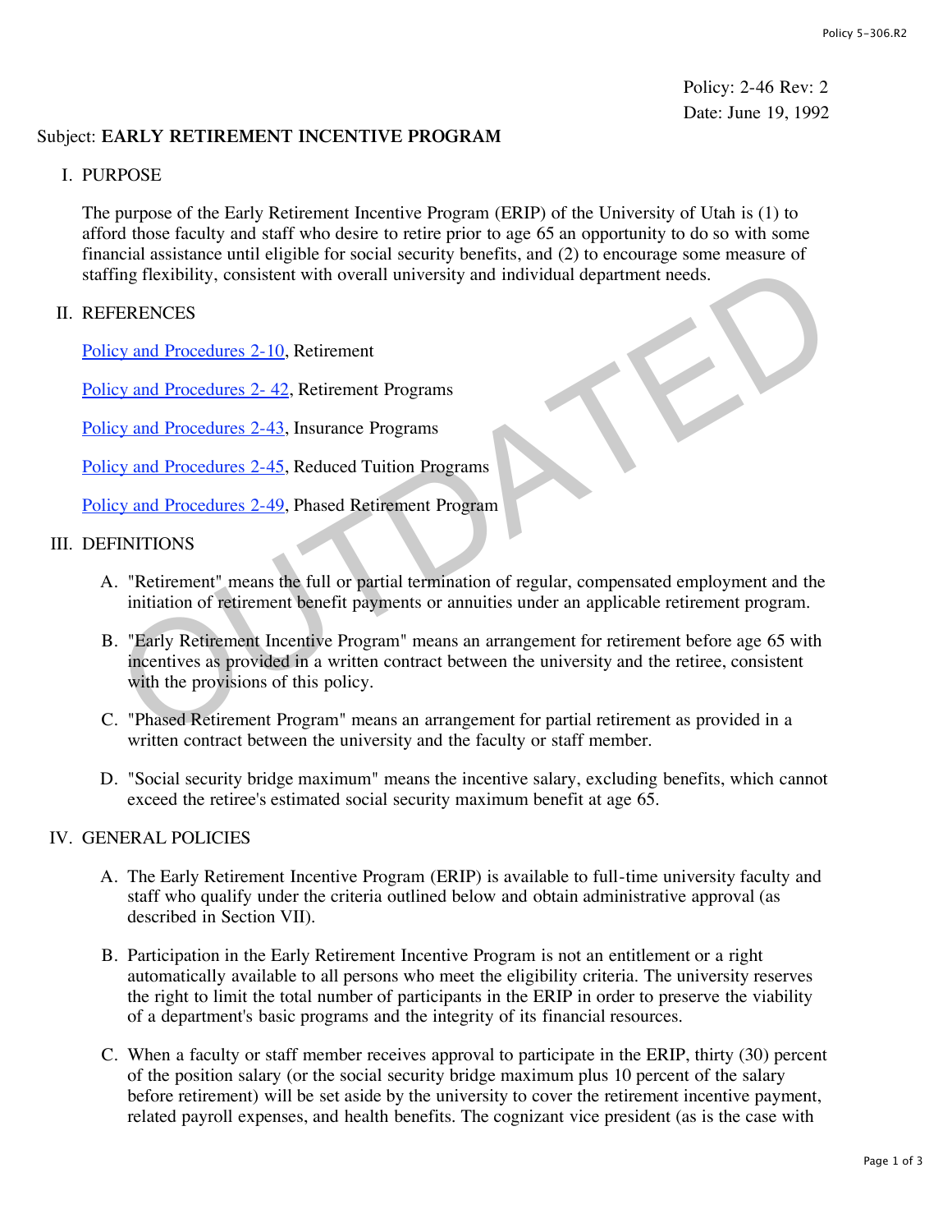Policy: 2-46 Rev: 2
Date: June 19, 1992

Subject: **EARLY RETIREMENT INCENTIVE PROGRAM**

## I. PURPOSE

The purpose of the Early Retirement Incentive Program (ERIP) of the University of Utah is (1) to afford those faculty and staff who desire to retire prior to age 65 an opportunity to do so with some financial assistance until eligible for social security benefits, and (2) to encourage some measure of staffing flexibility, consistent with overall university and individual department needs.

## II. REFERENCES

Policy and Procedures 2-10, Retirement

Policy and Procedures 2- 42, Retirement Programs

Policy and Procedures 2-43, Insurance Programs

Policy and Procedures 2-45, Reduced Tuition Programs

Policy and Procedures 2-49, Phased Retirement Program

## III. DEFINITIONS

A. "Retirement" means the full or partial termination of regular, compensated employment and the initiation of retirement benefit payments or annuities under an applicable retirement program.

B. "Early Retirement Incentive Program" means an arrangement for retirement before age 65 with incentives as provided in a written contract between the university and the retiree, consistent with the provisions of this policy.

C. "Phased Retirement Program" means an arrangement for partial retirement as provided in a written contract between the university and the faculty or staff member.

D. "Social security bridge maximum" means the incentive salary, excluding benefits, which cannot exceed the retiree's estimated social security maximum benefit at age 65.

## IV. GENERAL POLICIES

A. The Early Retirement Incentive Program (ERIP) is available to full-time university faculty and staff who qualify under the criteria outlined below and obtain administrative approval (as described in Section VII).

B. Participation in the Early Retirement Incentive Program is not an entitlement or a right automatically available to all persons who meet the eligibility criteria. The university reserves the right to limit the total number of participants in the ERIP in order to preserve the viability of a department's basic programs and the integrity of its financial resources.

C. When a faculty or staff member receives approval to participate in the ERIP, thirty (30) percent of the position salary (or the social security bridge maximum plus 10 percent of the salary before retirement) will be set aside by the university to cover the retirement incentive payment, related payroll expenses, and health benefits. The cognizant vice president (as is the case with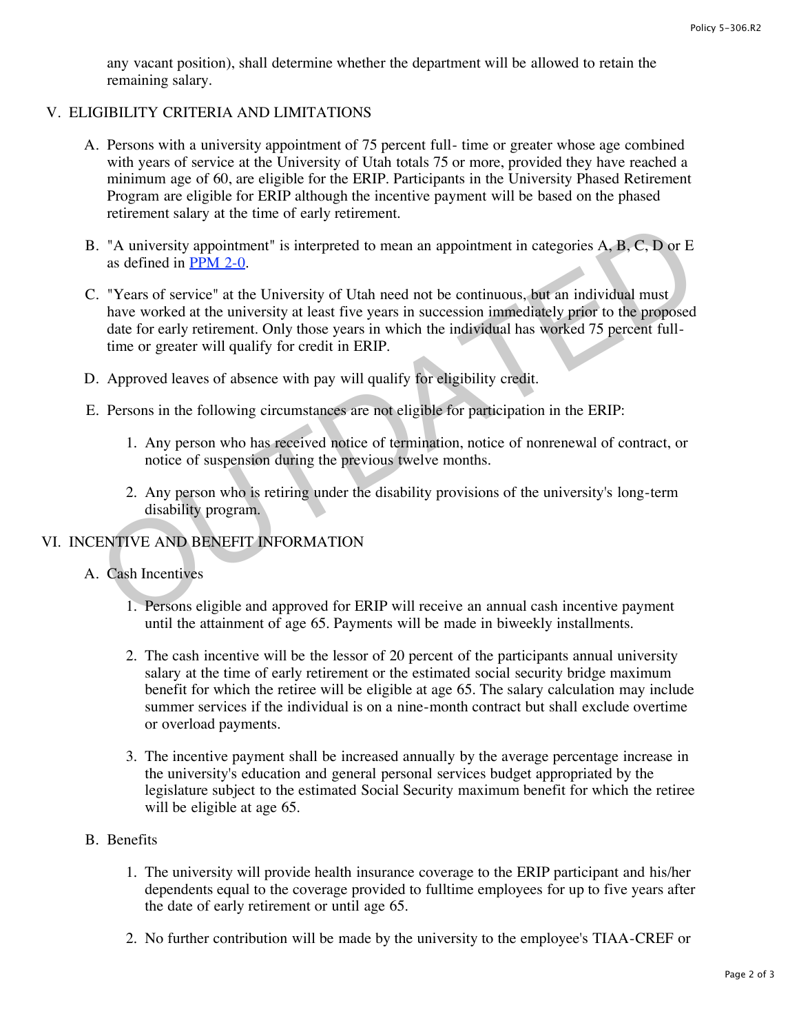any vacant position), shall determine whether the department will be allowed to retain the remaining salary.

## V. ELIGIBILITY CRITERIA AND LIMITATIONS

A. Persons with a university appointment of 75 percent full- time or greater whose age combined with years of service at the University of Utah totals 75 or more, provided they have reached a minimum age of 60, are eligible for the ERIP. Participants in the University Phased Retirement Program are eligible for ERIP although the incentive payment will be based on the phased retirement salary at the time of early retirement.

B. "A university appointment" is interpreted to mean an appointment in categories A, B, C, D or E as defined in PPM 2-0.

C. "Years of service" at the University of Utah need not be continuous, but an individual must have worked at the university at least five years in succession immediately prior to the proposed date for early retirement. Only those years in which the individual has worked 75 percent full-time or greater will qualify for credit in ERIP.

D. Approved leaves of absence with pay will qualify for eligibility credit.

E. Persons in the following circumstances are not eligible for participation in the ERIP:

1. Any person who has received notice of termination, notice of nonrenewal of contract, or notice of suspension during the previous twelve months.

2. Any person who is retiring under the disability provisions of the university's long-term disability program.

## VI. INCENTIVE AND BENEFIT INFORMATION

A. Cash Incentives

1. Persons eligible and approved for ERIP will receive an annual cash incentive payment until the attainment of age 65. Payments will be made in biweekly installments.

2. The cash incentive will be the lessor of 20 percent of the participants annual university salary at the time of early retirement or the estimated social security bridge maximum benefit for which the retiree will be eligible at age 65. The salary calculation may include summer services if the individual is on a nine-month contract but shall exclude overtime or overload payments.

3. The incentive payment shall be increased annually by the average percentage increase in the university's education and general personal services budget appropriated by the legislature subject to the estimated Social Security maximum benefit for which the retiree will be eligible at age 65.

B. Benefits

1. The university will provide health insurance coverage to the ERIP participant and his/her dependents equal to the coverage provided to fulltime employees for up to five years after the date of early retirement or until age 65.

2. No further contribution will be made by the university to the employee's TIAA-CREF or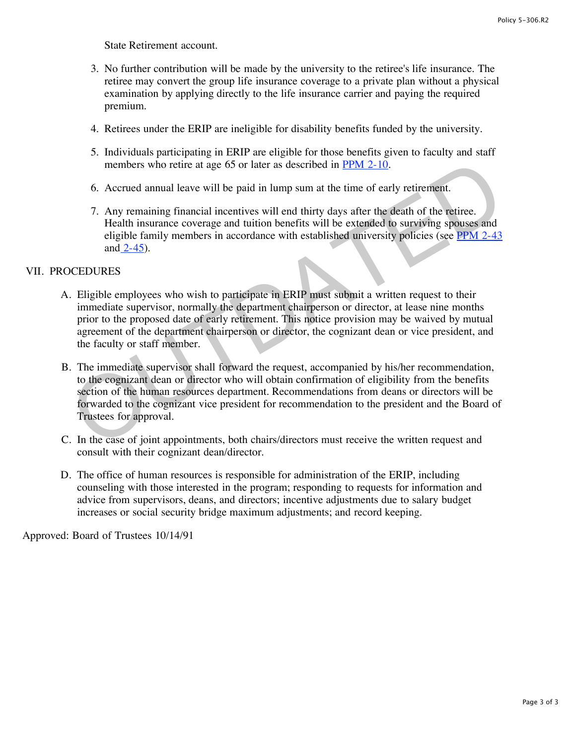State Retirement account.

3. No further contribution will be made by the university to the retiree's life insurance. The retiree may convert the group life insurance coverage to a private plan without a physical examination by applying directly to the life insurance carrier and paying the required premium.

4. Retirees under the ERIP are ineligible for disability benefits funded by the university.

5. Individuals participating in ERIP are eligible for those benefits given to faculty and staff members who retire at age 65 or later as described in PPM 2-10.

6. Accrued annual leave will be paid in lump sum at the time of early retirement.

7. Any remaining financial incentives will end thirty days after the death of the retiree. Health insurance coverage and tuition benefits will be extended to surviving spouses and eligible family members in accordance with established university policies (see PPM 2-43 and 2-45).

VII. PROCEDURES

A. Eligible employees who wish to participate in ERIP must submit a written request to their immediate supervisor, normally the department chairperson or director, at lease nine months prior to the proposed date of early retirement. This notice provision may be waived by mutual agreement of the department chairperson or director, the cognizant dean or vice president, and the faculty or staff member.

B. The immediate supervisor shall forward the request, accompanied by his/her recommendation, to the cognizant dean or director who will obtain confirmation of eligibility from the benefits section of the human resources department. Recommendations from deans or directors will be forwarded to the cognizant vice president for recommendation to the president and the Board of Trustees for approval.

C. In the case of joint appointments, both chairs/directors must receive the written request and consult with their cognizant dean/director.

D. The office of human resources is responsible for administration of the ERIP, including counseling with those interested in the program; responding to requests for information and advice from supervisors, deans, and directors; incentive adjustments due to salary budget increases or social security bridge maximum adjustments; and record keeping.

Approved: Board of Trustees 10/14/91